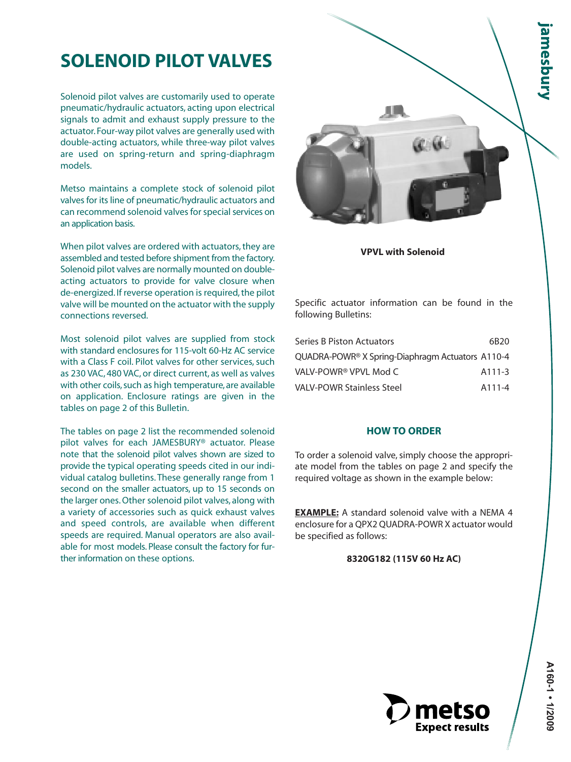# SOLENOID PILOT VALVES

Solenoid pilot valves are customarily used to operate pneumatic/hydraulic actuators, acting upon electrical signals to admit and exhaust supply pressure to the actuator. Four-way pilot valves are generally used with double-acting actuators, while three-way pilot valves are used on spring-return and spring-diaphragm models.

Metso maintains a complete stock of solenoid pilot valves for its line of pneumatic/hydraulic actuators and can recommend solenoid valves for special services on an application basis.

When pilot valves are ordered with actuators, they are assembled and tested before shipment from the factory. Solenoid pilot valves are normally mounted on double-acting actuators to provide for valve closure when de-energized. If reverse operation is required, the pilot valve will be mounted on the actuator with the supply connections reversed.

Most solenoid pilot valves are supplied from stock with standard enclosures for 115-volt 60-Hz AC service with a Class F coil. Pilot valves for other services, such as 230 VAC, 480 VAC, or direct current, as well as valves with other coils, such as high temperature, are available on application. Enclosure ratings are given in the tables on page 2 of this Bulletin.

The tables on page 2 list the recommended solenoid pilot valves for each JAMESBURY® actuator. Please note that the solenoid pilot valves shown are sized to provide the typical operating speeds cited in our individual catalog bulletins. These generally range from 1 second on the smaller actuators, up to 15 seconds on the larger ones. Other solenoid pilot valves, along with a variety of accessories such as quick exhaust valves and speed controls, are available when different speeds are required. Manual operators are also available for most models. Please consult the factory for further information on these options.

**VPVL with Solenoid**

Specific actuator information can be found in the following Bulletins:

| Actuator | Bulletin |
|---|---|
| Series B Piston Actuators | 6B20 |
| QUADRA-POWR® X Spring-Diaphragm Actuators | A110-4 |
| VALV-POWR® VPVL Mod C | A111-3 |
| VALV-POWR Stainless Steel | A111-4 |

## HOW TO ORDER

To order a solenoid valve, simply choose the appropriate model from the tables on page 2 and specify the required voltage as shown in the example below:

**EXAMPLE:** A standard solenoid valve with a NEMA 4 enclosure for a QPX2 QUADRA-POWR X actuator would be specified as follows:

**8320G182 (115V 60 Hz AC)**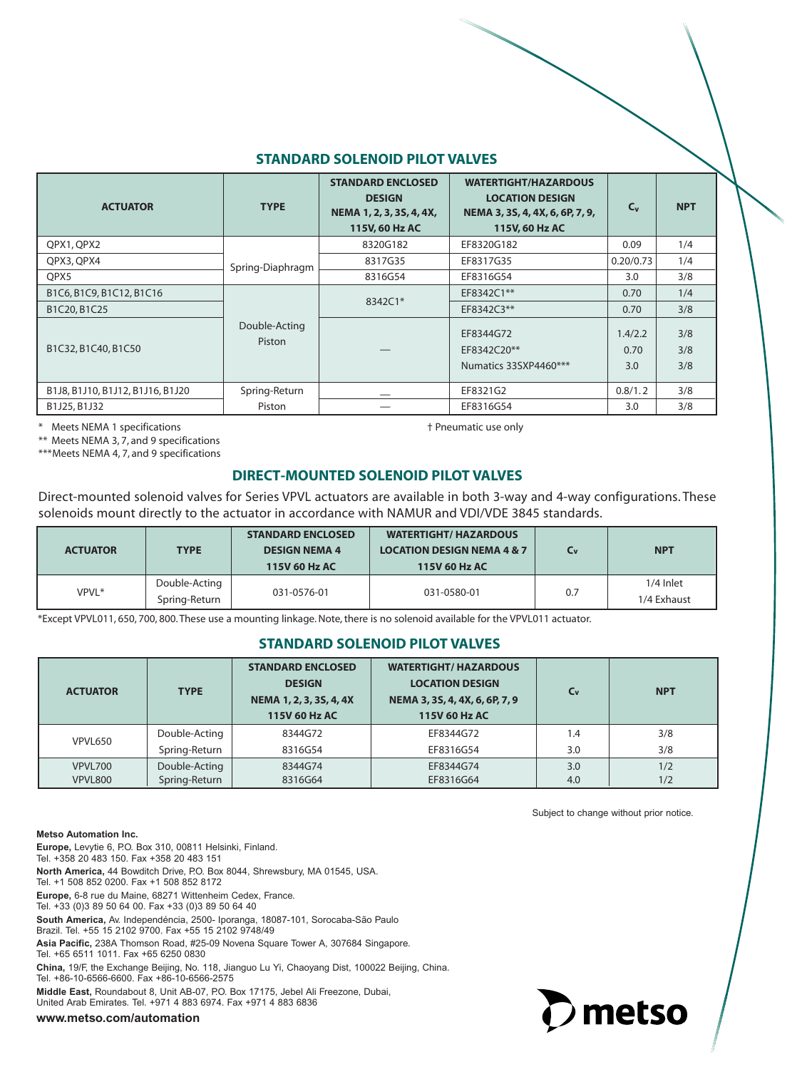## STANDARD SOLENOID PILOT VALVES

| ACTUATOR | TYPE | STANDARD ENCLOSED DESIGN NEMA 1, 2, 3, 3S, 4, 4X, 115V, 60 Hz AC | WATERTIGHT/HAZARDOUS LOCATION DESIGN NEMA 3, 3S, 4, 4X, 6, 6P, 7, 9, 115V, 60 Hz AC | $C_v$ | NPT |
|---|---|---|---|---|---|
| QPX1, QPX2 | Spring-Diaphragm | 8320G182 | EF8320G182 | 0.09 | 1/4 |
| QPX3, QPX4 | | 8317G35 | EF8317G35 | 0.20/0.73 | 1/4 |
| QPX5 | | 8316G54 | EF8316G54 | 3.0 | 3/8 |
| B1C6, B1C9, B1C12, B1C16 | Double-Acting Piston | 8342C1* | EF8342C1** | 0.70 | 1/4 |
| B1C20, B1C25 | | | EF8342C3** | 0.70 | 3/8 |
| B1C32, B1C40, B1C50 | | — | EF8344G72<br>EF8342C20**<br>Numatics 33SXP4460*** | 1.4/2.2<br>0.70<br>3.0 | 3/8<br>3/8<br>3/8 |
| B1J8, B1J10, B1J12, B1J16, B1J20 | Spring-Return Piston | — | EF8321G2 | 0.8/1.2 | 3/8 |
| B1J25, B1J32 | | — | EF8316G54 | 3.0 | 3/8 |

\* Meets NEMA 1 specifications

** Meets NEMA 3, 7, and 9 specifications

***Meets NEMA 4, 7, and 9 specifications

† Pneumatic use only

## DIRECT-MOUNTED SOLENOID PILOT VALVES

Direct-mounted solenoid valves for Series VPVL actuators are available in both 3-way and 4-way configurations. These solenoids mount directly to the actuator in accordance with NAMUR and VDI/VDE 3845 standards.

| ACTUATOR | TYPE | STANDARD ENCLOSED DESIGN NEMA 4 115V 60 Hz AC | WATERTIGHT/ HAZARDOUS LOCATION DESIGN NEMA 4 & 7 115V 60 Hz AC | $C_v$ | NPT |
|---|---|---|---|---|---|
| VPVL* | Double-Acting<br>Spring-Return | 031-0576-01 | 031-0580-01 | 0.7 | 1/4 Inlet<br>1/4 Exhaust |

*Except VPVL011, 650, 700, 800. These use a mounting linkage. Note, there is no solenoid available for the VPVL011 actuator.

## STANDARD SOLENOID PILOT VALVES

| ACTUATOR | TYPE | STANDARD ENCLOSED DESIGN NEMA 1, 2, 3, 3S, 4, 4X 115V 60 Hz AC | WATERTIGHT/ HAZARDOUS LOCATION DESIGN NEMA 3, 3S, 4, 4X, 6, 6P, 7, 9 115V 60 Hz AC | $C_v$ | NPT |
|---|---|---|---|---|---|
| VPVL650 | Double-Acting | 8344G72 | EF8344G72 | 1.4 | 3/8 |
| | Spring-Return | 8316G54 | EF8316G54 | 3.0 | 3/8 |
| VPVL700 | Double-Acting | 8344G74 | EF8344G74 | 3.0 | 1/2 |
| VPVL800 | Spring-Return | 8316G64 | EF8316G64 | 4.0 | 1/2 |

Subject to change without prior notice.

**Metso Automation Inc.**

**Europe,** Levytie 6, P.O. Box 310, 00811 Helsinki, Finland.
Tel. +358 20 483 150. Fax +358 20 483 151

**North America,** 44 Bowditch Drive, P.O. Box 8044, Shrewsbury, MA 01545, USA.
Tel. +1 508 852 0200. Fax +1 508 852 8172

**Europe,** 6-8 rue du Maine, 68271 Wittenheim Cedex, France.
Tel. +33 (0)3 89 50 64 00. Fax +33 (0)3 89 50 64 40

**South America,** Av. Independência, 2500- Iporanga, 18087-101, Sorocaba-São Paulo
Brazil. Tel. +55 15 2102 9700. Fax +55 15 2102 9748/49

**Asia Pacific,** 238A Thomson Road, #25-09 Novena Square Tower A, 307684 Singapore.
Tel. +65 6511 1011. Fax +65 6250 0830

**China,** 19/F, the Exchange Beijing, No. 118, Jianguo Lu Yi, Chaoyang Dist, 100022 Beijing, China.
Tel. +86-10-6566-6600. Fax +86-10-6566-2575

**Middle East,** Roundabout 8, Unit AB-07, P.O. Box 17175, Jebel Ali Freezone, Dubai,
United Arab Emirates. Tel. +971 4 883 6974. Fax +971 4 883 6836

**www.metso.com/automation**

metso